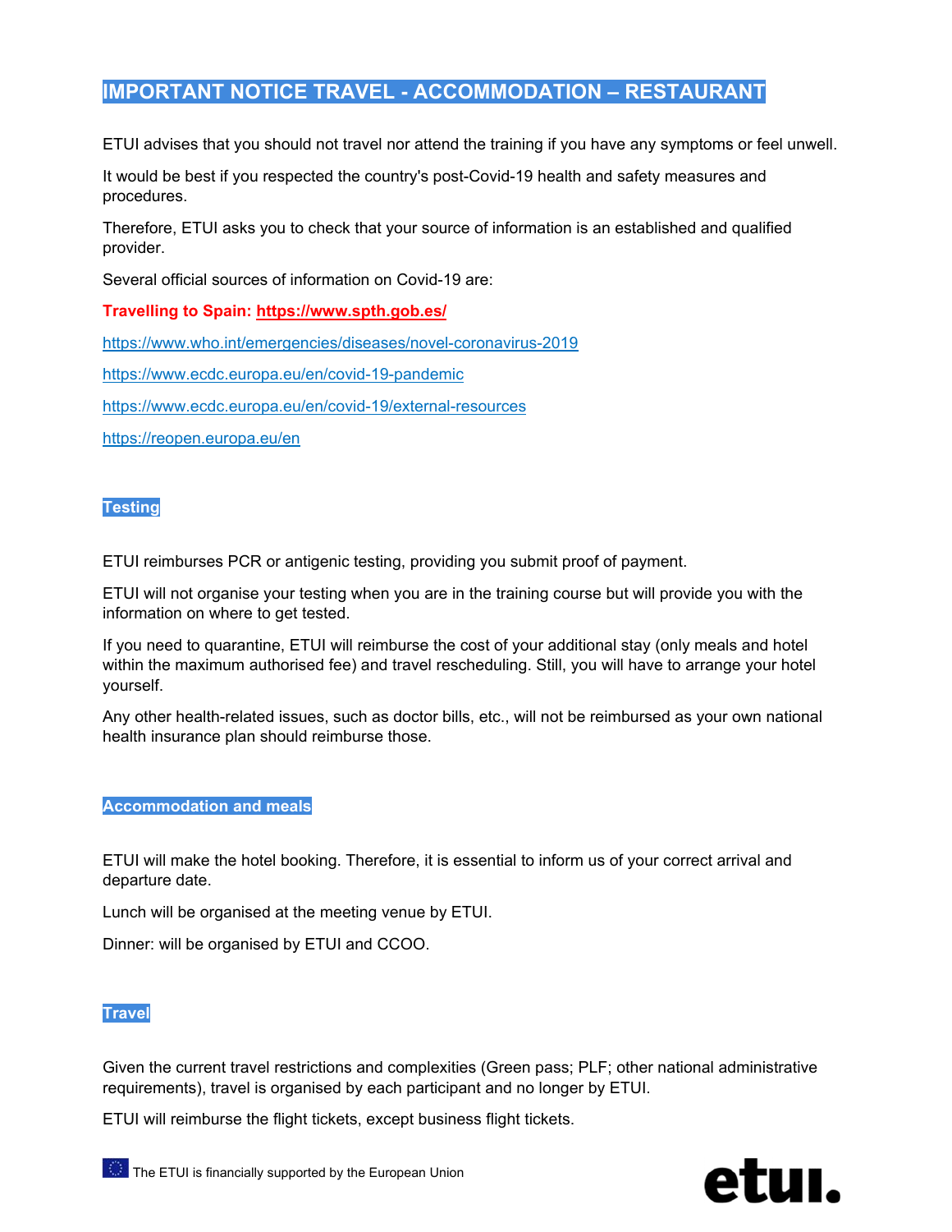# IMPORTANT NOTICE TRAVEL - ACCOMMODATION – RESTAURANT

ETUI advises that you should not travel nor attend the training if you have any symptoms or feel unwell.

It would be best if you respected the country's post-Covid-19 health and safety measures and procedures.

Therefore, ETUI asks you to check that your source of information is an established and qualified provider.

Several official sources of information on Covid-19 are:

**Travelling to Spain: https://www.spth.gob.es/**

https://www.who.int/emergencies/diseases/novel-coronavirus-2019

https://www.ecdc.europa.eu/en/covid-19-pandemic

https://www.ecdc.europa.eu/en/covid-19/external-resources

https://reopen.europa.eu/en

## Testing

ETUI reimburses PCR or antigenic testing, providing you submit proof of payment.

ETUI will not organise your testing when you are in the training course but will provide you with the information on where to get tested.

If you need to quarantine, ETUI will reimburse the cost of your additional stay (only meals and hotel within the maximum authorised fee) and travel rescheduling. Still, you will have to arrange your hotel yourself.

Any other health-related issues, such as doctor bills, etc., will not be reimbursed as your own national health insurance plan should reimburse those.

## Accommodation and meals

ETUI will make the hotel booking. Therefore, it is essential to inform us of your correct arrival and departure date.

Lunch will be organised at the meeting venue by ETUI.

Dinner: will be organised by ETUI and CCOO.

## Travel

Given the current travel restrictions and complexities (Green pass; PLF; other national administrative requirements), travel is organised by each participant and no longer by ETUI.

ETUI will reimburse the flight tickets, except business flight tickets.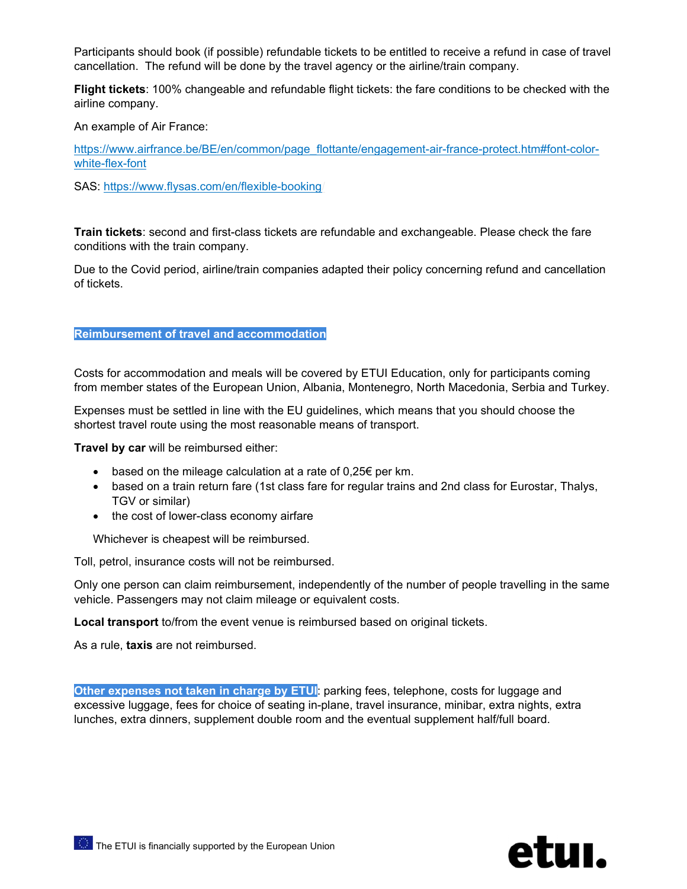Participants should book (if possible) refundable tickets to be entitled to receive a refund in case of travel cancellation. The refund will be done by the travel agency or the airline/train company.

**Flight tickets**: 100% changeable and refundable flight tickets: the fare conditions to be checked with the airline company.

An example of Air France:

https://www.airfrance.be/BE/en/common/page_flottante/engagement-air-france-protect.htm#font-color-white-flex-font

SAS: https://www.flysas.com/en/flexible-booking/

**Train tickets**: second and first-class tickets are refundable and exchangeable. Please check the fare conditions with the train company.

Due to the Covid period, airline/train companies adapted their policy concerning refund and cancellation of tickets.

## Reimbursement of travel and accommodation

Costs for accommodation and meals will be covered by ETUI Education, only for participants coming from member states of the European Union, Albania, Montenegro, North Macedonia, Serbia and Turkey.

Expenses must be settled in line with the EU guidelines, which means that you should choose the shortest travel route using the most reasonable means of transport.

**Travel by car** will be reimbursed either:

- based on the mileage calculation at a rate of 0,25€ per km.
- based on a train return fare (1st class fare for regular trains and 2nd class for Eurostar, Thalys, TGV or similar)
- the cost of lower-class economy airfare

Whichever is cheapest will be reimbursed.

Toll, petrol, insurance costs will not be reimbursed.

Only one person can claim reimbursement, independently of the number of people travelling in the same vehicle. Passengers may not claim mileage or equivalent costs.

**Local transport** to/from the event venue is reimbursed based on original tickets.

As a rule, **taxis** are not reimbursed.

**Other expenses not taken in charge by ETUI**: parking fees, telephone, costs for luggage and excessive luggage, fees for choice of seating in-plane, travel insurance, minibar, extra nights, extra lunches, extra dinners, supplement double room and the eventual supplement half/full board.